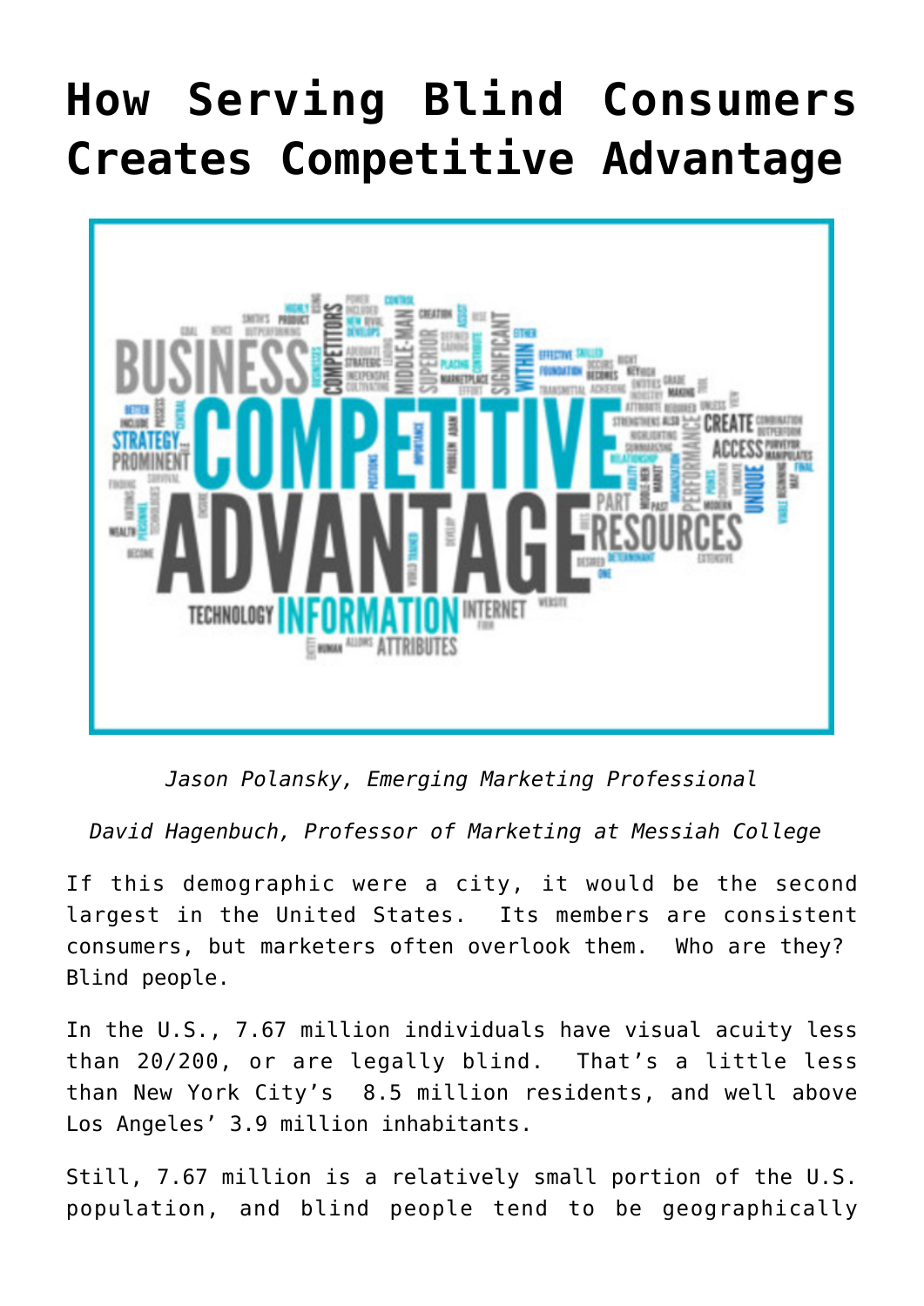# How Serving Blind Consumers Creates Competitive Advantage

*Jason Polansky, Emerging Marketing Professional*

*David Hagenbuch, Professor of Marketing at Messiah College*

If this demographic were a city, it would be the second largest in the United States. Its members are consistent consumers, but marketers often overlook them. Who are they? Blind people.

In the U.S., 7.67 million individuals have visual acuity less than 20/200, or are legally blind. That's a little less than New York City's 8.5 million residents, and well above Los Angeles' 3.9 million inhabitants.

Still, 7.67 million is a relatively small portion of the U.S. population, and blind people tend to be geographically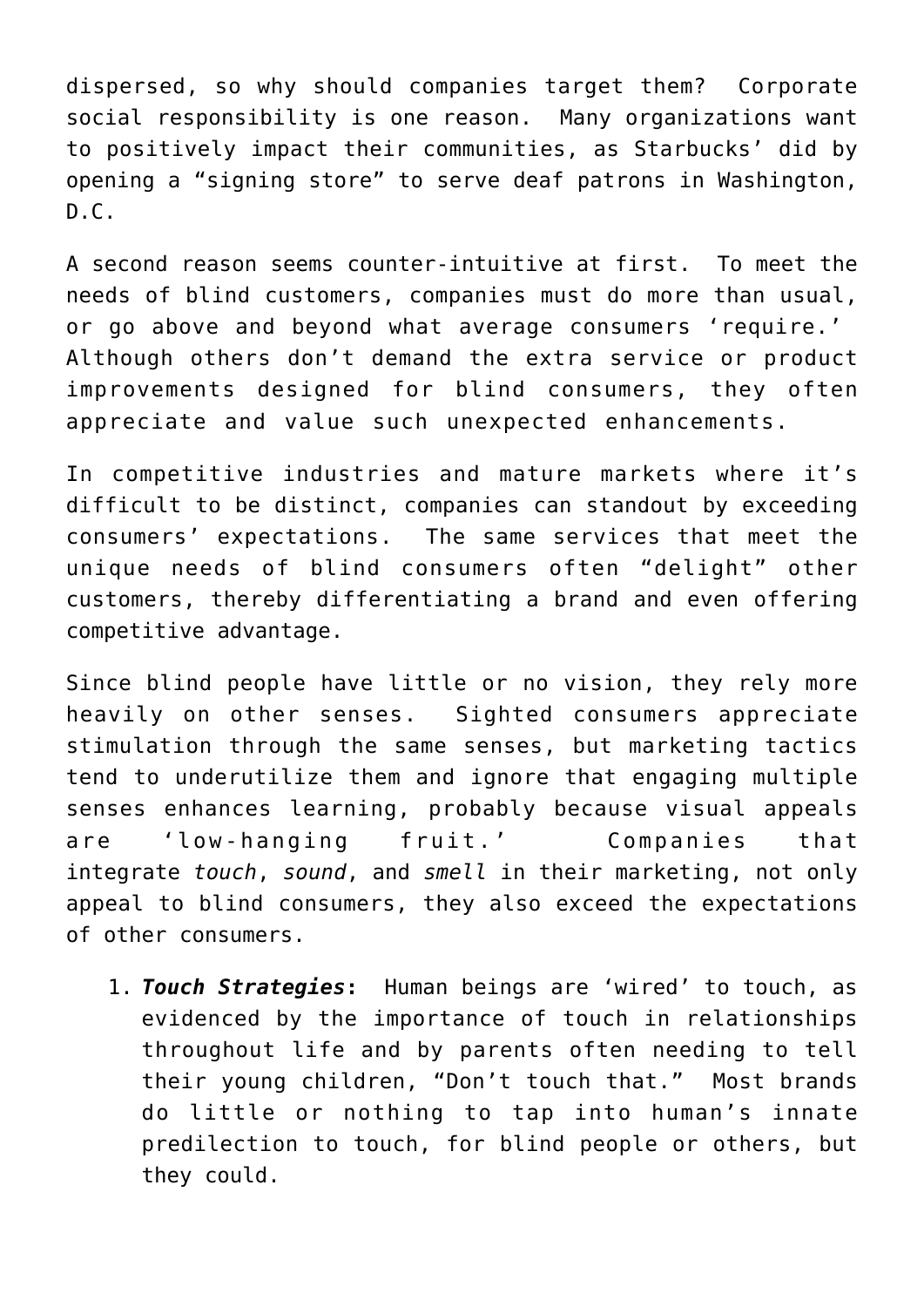dispersed, so why should companies target them? Corporate social responsibility is one reason. Many organizations want to positively impact their communities, as Starbucks' did by opening a "signing store" to serve deaf patrons in Washington, D.C.

A second reason seems counter-intuitive at first. To meet the needs of blind customers, companies must do more than usual, or go above and beyond what average consumers 'require.' Although others don't demand the extra service or product improvements designed for blind consumers, they often appreciate and value such unexpected enhancements.

In competitive industries and mature markets where it's difficult to be distinct, companies can standout by exceeding consumers' expectations. The same services that meet the unique needs of blind consumers often "delight" other customers, thereby differentiating a brand and even offering competitive advantage.

Since blind people have little or no vision, they rely more heavily on other senses. Sighted consumers appreciate stimulation through the same senses, but marketing tactics tend to underutilize them and ignore that engaging multiple senses enhances learning, probably because visual appeals are 'low-hanging fruit.' Companies that integrate *touch*, *sound*, and *smell* in their marketing, not only appeal to blind consumers, they also exceed the expectations of other consumers.

1. ***Touch Strategies*****:** Human beings are 'wired' to touch, as evidenced by the importance of touch in relationships throughout life and by parents often needing to tell their young children, "Don't touch that." Most brands do little or nothing to tap into human's innate predilection to touch, for blind people or others, but they could.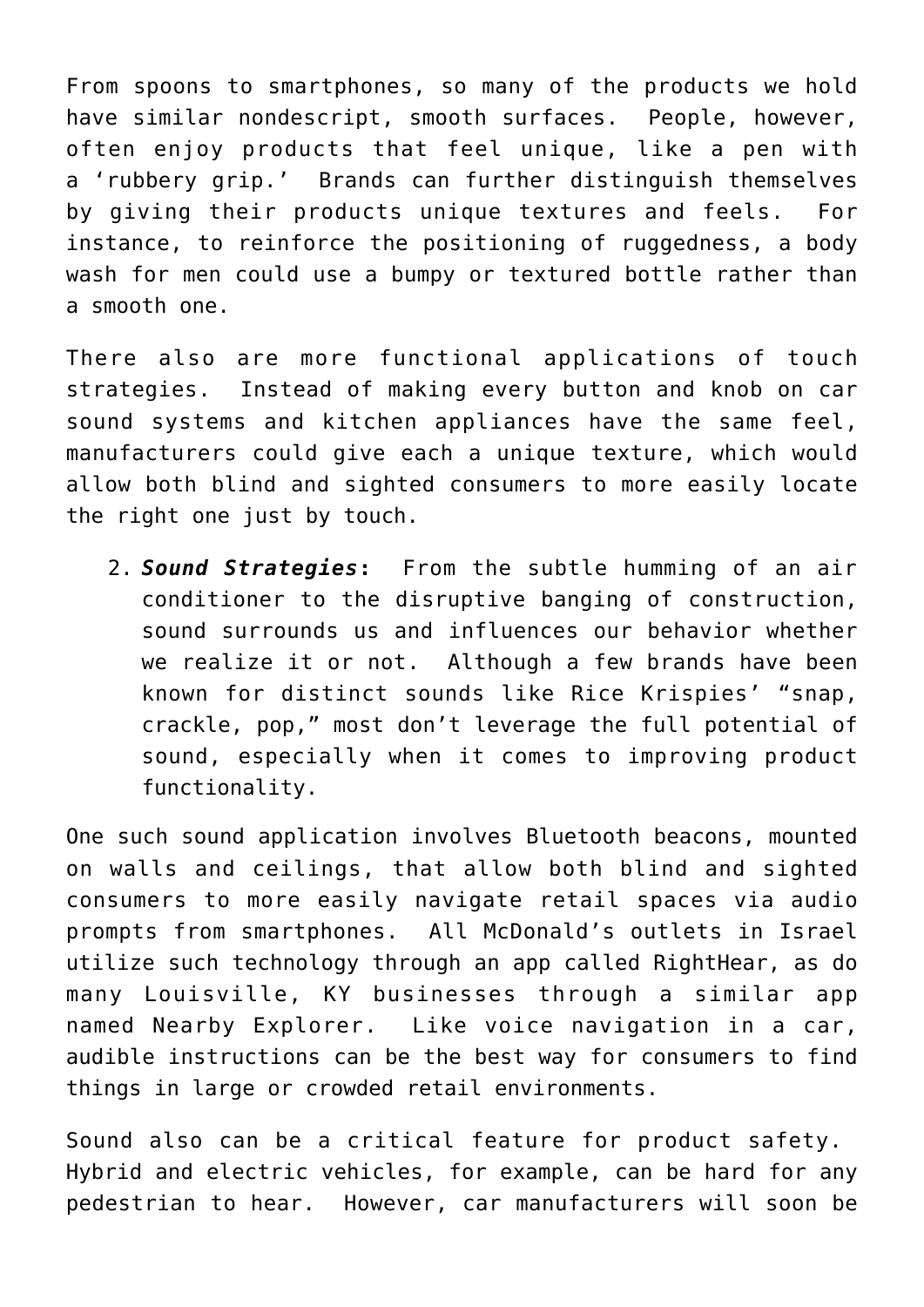From spoons to smartphones, so many of the products we hold have similar nondescript, smooth surfaces. People, however, often enjoy products that feel unique, like a pen with a 'rubbery grip.' Brands can further distinguish themselves by giving their products unique textures and feels. For instance, to reinforce the positioning of ruggedness, a body wash for men could use a bumpy or textured bottle rather than a smooth one.

There also are more functional applications of touch strategies. Instead of making every button and knob on car sound systems and kitchen appliances have the same feel, manufacturers could give each a unique texture, which would allow both blind and sighted consumers to more easily locate the right one just by touch.

2. ***Sound Strategies*:** From the subtle humming of an air conditioner to the disruptive banging of construction, sound surrounds us and influences our behavior whether we realize it or not. Although a few brands have been known for distinct sounds like Rice Krispies' "snap, crackle, pop," most don't leverage the full potential of sound, especially when it comes to improving product functionality.

One such sound application involves Bluetooth beacons, mounted on walls and ceilings, that allow both blind and sighted consumers to more easily navigate retail spaces via audio prompts from smartphones. All McDonald's outlets in Israel utilize such technology through an app called RightHear, as do many Louisville, KY businesses through a similar app named Nearby Explorer. Like voice navigation in a car, audible instructions can be the best way for consumers to find things in large or crowded retail environments.

Sound also can be a critical feature for product safety. Hybrid and electric vehicles, for example, can be hard for any pedestrian to hear. However, car manufacturers will soon be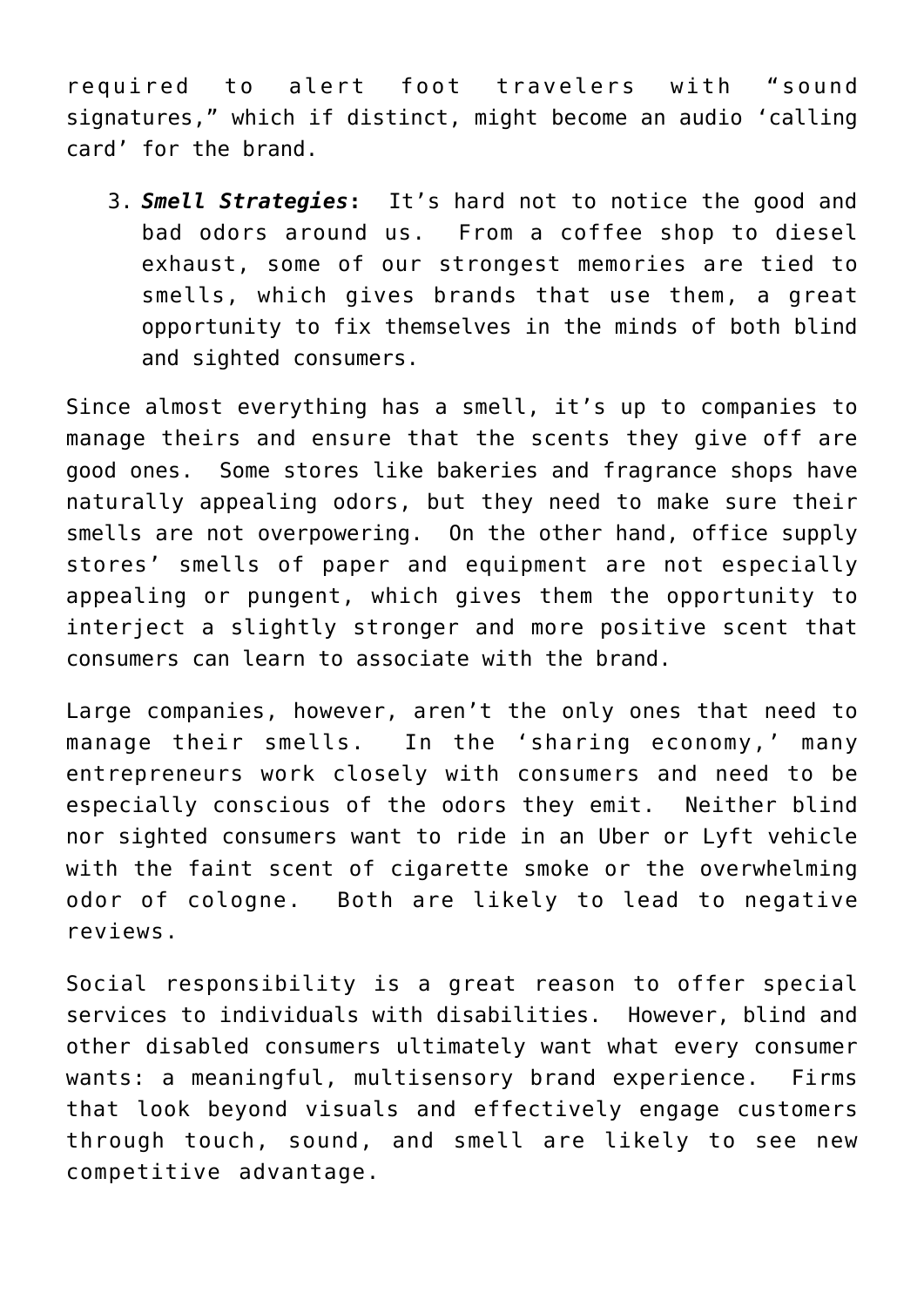required to alert foot travelers with "sound signatures," which if distinct, might become an audio 'calling card' for the brand.

3. ***Smell Strategies*:** It's hard not to notice the good and bad odors around us. From a coffee shop to diesel exhaust, some of our strongest memories are tied to smells, which gives brands that use them, a great opportunity to fix themselves in the minds of both blind and sighted consumers.

Since almost everything has a smell, it's up to companies to manage theirs and ensure that the scents they give off are good ones. Some stores like bakeries and fragrance shops have naturally appealing odors, but they need to make sure their smells are not overpowering. On the other hand, office supply stores' smells of paper and equipment are not especially appealing or pungent, which gives them the opportunity to interject a slightly stronger and more positive scent that consumers can learn to associate with the brand.

Large companies, however, aren't the only ones that need to manage their smells. In the 'sharing economy,' many entrepreneurs work closely with consumers and need to be especially conscious of the odors they emit. Neither blind nor sighted consumers want to ride in an Uber or Lyft vehicle with the faint scent of cigarette smoke or the overwhelming odor of cologne. Both are likely to lead to negative reviews.

Social responsibility is a great reason to offer special services to individuals with disabilities. However, blind and other disabled consumers ultimately want what every consumer wants: a meaningful, multisensory brand experience. Firms that look beyond visuals and effectively engage customers through touch, sound, and smell are likely to see new competitive advantage.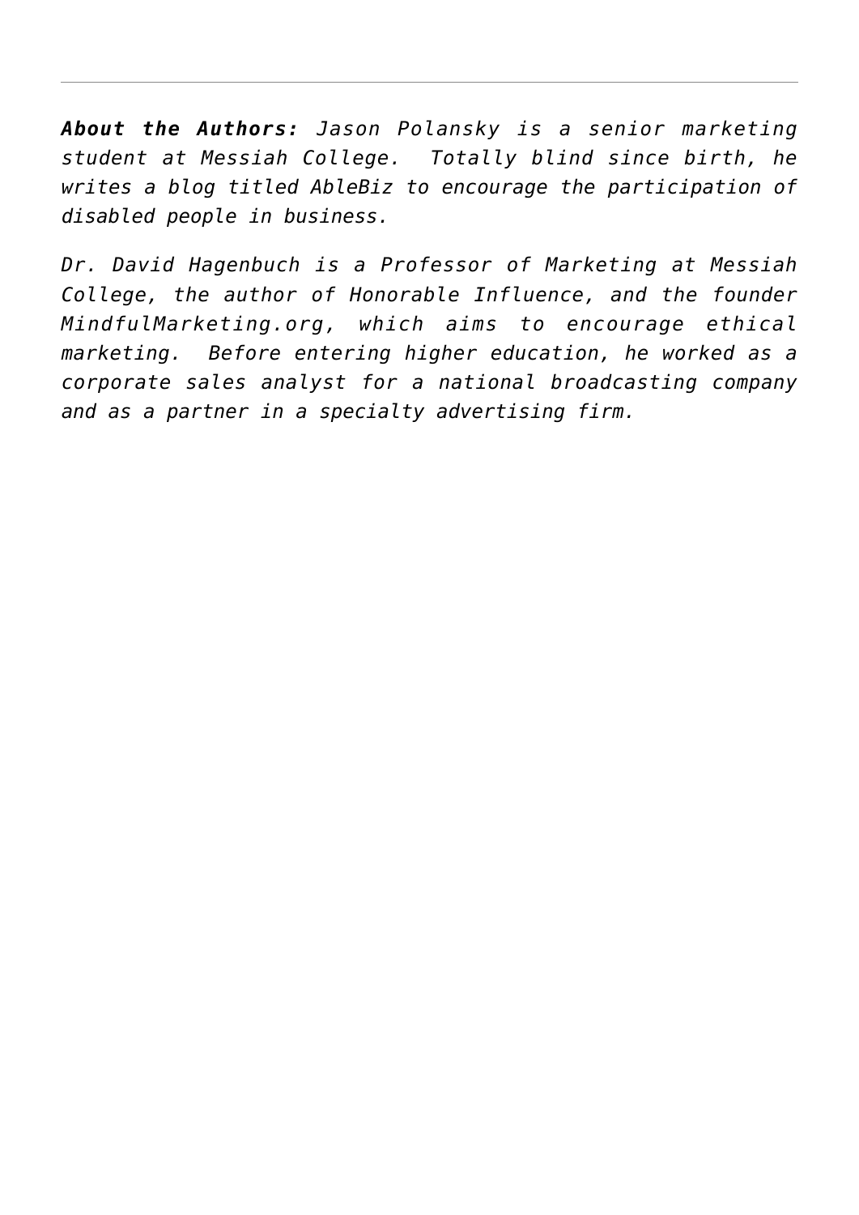---

***About the Authors:*** *Jason Polansky is a senior marketing student at Messiah College. Totally blind since birth, he writes a blog titled AbleBiz to encourage the participation of disabled people in business.*

*Dr. David Hagenbuch is a Professor of Marketing at Messiah College, the author of Honorable Influence, and the founder MindfulMarketing.org, which aims to encourage ethical marketing. Before entering higher education, he worked as a corporate sales analyst for a national broadcasting company and as a partner in a specialty advertising firm.*